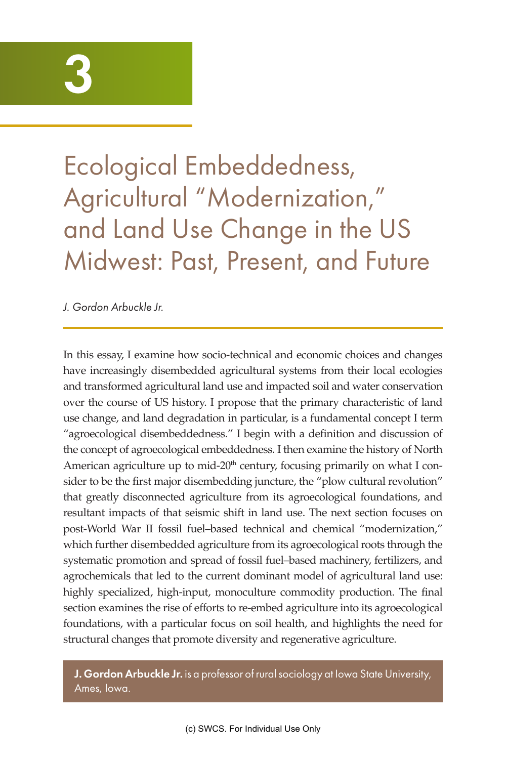# 3

# Ecological Embeddedness, Agricultural "Modernization," and Land Use Change in the US Midwest: Past, Present, and Future

*J. Gordon Arbuckle Jr.*

In this essay, I examine how socio-technical and economic choices and changes have increasingly disembedded agricultural systems from their local ecologies and transformed agricultural land use and impacted soil and water conservation over the course of US history. I propose that the primary characteristic of land use change, and land degradation in particular, is a fundamental concept I term "agroecological disembeddedness." I begin with a definition and discussion of the concept of agroecological embeddedness. I then examine the history of North American agriculture up to mid-20th century, focusing primarily on what I consider to be the first major disembedding juncture, the "plow cultural revolution" that greatly disconnected agriculture from its agroecological foundations, and resultant impacts of that seismic shift in land use. The next section focuses on post-World War II fossil fuel–based technical and chemical "modernization," which further disembedded agriculture from its agroecological roots through the systematic promotion and spread of fossil fuel–based machinery, fertilizers, and agrochemicals that led to the current dominant model of agricultural land use: highly specialized, high-input, monoculture commodity production. The final section examines the rise of efforts to re-embed agriculture into its agroecological foundations, with a particular focus on soil health, and highlights the need for structural changes that promote diversity and regenerative agriculture.

**J. Gordon Arbuckle Jr.** is a professor of rural sociology at Iowa State University, Ames, Iowa.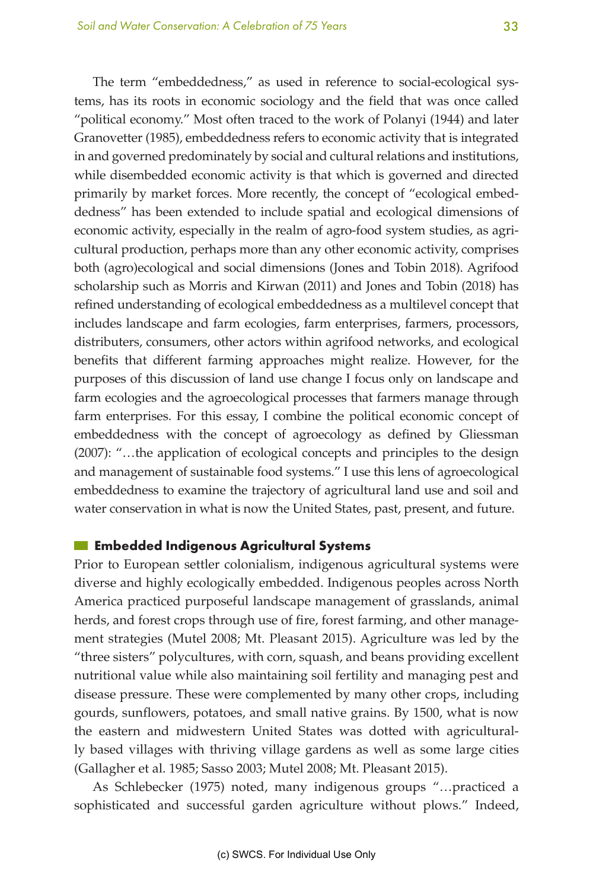The term "embeddedness," as used in reference to social-ecological systems, has its roots in economic sociology and the field that was once called "political economy." Most often traced to the work of Polanyi (1944) and later Granovetter (1985), embeddedness refers to economic activity that is integrated in and governed predominately by social and cultural relations and institutions, while disembedded economic activity is that which is governed and directed primarily by market forces. More recently, the concept of "ecological embeddedness" has been extended to include spatial and ecological dimensions of economic activity, especially in the realm of agro-food system studies, as agricultural production, perhaps more than any other economic activity, comprises both (agro)ecological and social dimensions (Jones and Tobin 2018). Agrifood scholarship such as Morris and Kirwan (2011) and Jones and Tobin (2018) has refined understanding of ecological embeddedness as a multilevel concept that includes landscape and farm ecologies, farm enterprises, farmers, processors, distributers, consumers, other actors within agrifood networks, and ecological benefits that different farming approaches might realize. However, for the purposes of this discussion of land use change I focus only on landscape and farm ecologies and the agroecological processes that farmers manage through farm enterprises. For this essay, I combine the political economic concept of embeddedness with the concept of agroecology as defined by Gliessman (2007): "…the application of ecological concepts and principles to the design and management of sustainable food systems." I use this lens of agroecological embeddedness to examine the trajectory of agricultural land use and soil and water conservation in what is now the United States, past, present, and future.

## Embedded Indigenous Agricultural Systems

Prior to European settler colonialism, indigenous agricultural systems were diverse and highly ecologically embedded. Indigenous peoples across North America practiced purposeful landscape management of grasslands, animal herds, and forest crops through use of fire, forest farming, and other management strategies (Mutel 2008; Mt. Pleasant 2015). Agriculture was led by the "three sisters" polycultures, with corn, squash, and beans providing excellent nutritional value while also maintaining soil fertility and managing pest and disease pressure. These were complemented by many other crops, including gourds, sunflowers, potatoes, and small native grains. By 1500, what is now the eastern and midwestern United States was dotted with agriculturally based villages with thriving village gardens as well as some large cities (Gallagher et al. 1985; Sasso 2003; Mutel 2008; Mt. Pleasant 2015).

As Schlebecker (1975) noted, many indigenous groups "…practiced a sophisticated and successful garden agriculture without plows." Indeed,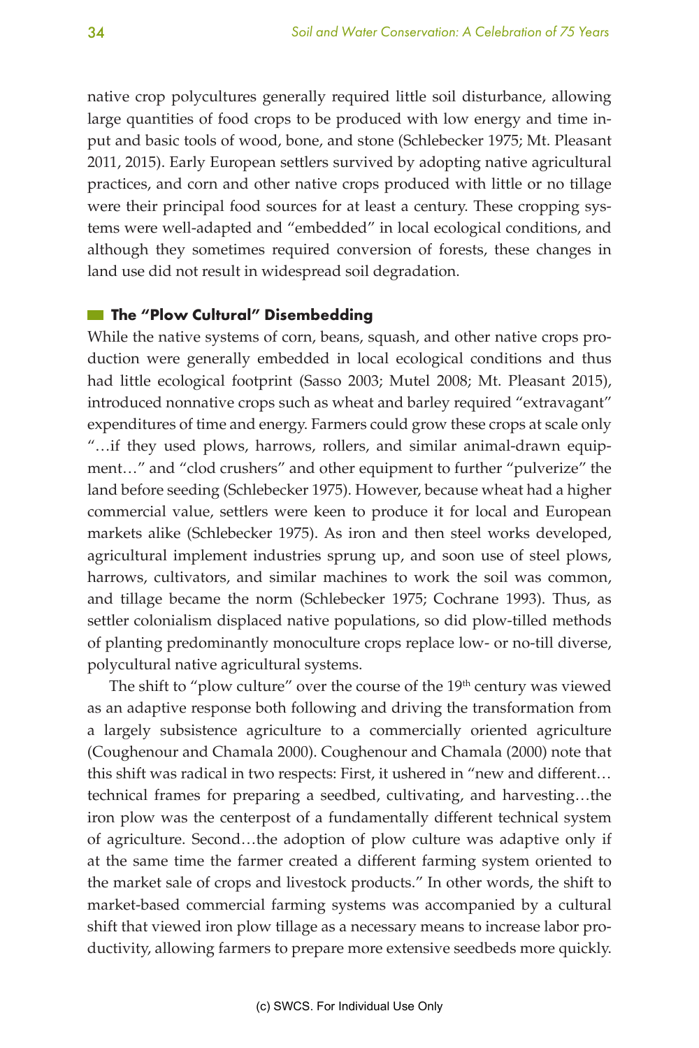native crop polycultures generally required little soil disturbance, allowing large quantities of food crops to be produced with low energy and time input and basic tools of wood, bone, and stone (Schlebecker 1975; Mt. Pleasant 2011, 2015). Early European settlers survived by adopting native agricultural practices, and corn and other native crops produced with little or no tillage were their principal food sources for at least a century. These cropping systems were well-adapted and "embedded" in local ecological conditions, and although they sometimes required conversion of forests, these changes in land use did not result in widespread soil degradation.

## The "Plow Cultural" Disembedding

While the native systems of corn, beans, squash, and other native crops production were generally embedded in local ecological conditions and thus had little ecological footprint (Sasso 2003; Mutel 2008; Mt. Pleasant 2015), introduced nonnative crops such as wheat and barley required "extravagant" expenditures of time and energy. Farmers could grow these crops at scale only "…if they used plows, harrows, rollers, and similar animal-drawn equipment…" and "clod crushers" and other equipment to further "pulverize" the land before seeding (Schlebecker 1975). However, because wheat had a higher commercial value, settlers were keen to produce it for local and European markets alike (Schlebecker 1975). As iron and then steel works developed, agricultural implement industries sprung up, and soon use of steel plows, harrows, cultivators, and similar machines to work the soil was common, and tillage became the norm (Schlebecker 1975; Cochrane 1993). Thus, as settler colonialism displaced native populations, so did plow-tilled methods of planting predominantly monoculture crops replace low- or no-till diverse, polycultural native agricultural systems.

The shift to "plow culture" over the course of the 19th century was viewed as an adaptive response both following and driving the transformation from a largely subsistence agriculture to a commercially oriented agriculture (Coughenour and Chamala 2000). Coughenour and Chamala (2000) note that this shift was radical in two respects: First, it ushered in "new and different… technical frames for preparing a seedbed, cultivating, and harvesting…the iron plow was the centerpost of a fundamentally different technical system of agriculture. Second…the adoption of plow culture was adaptive only if at the same time the farmer created a different farming system oriented to the market sale of crops and livestock products." In other words, the shift to market-based commercial farming systems was accompanied by a cultural shift that viewed iron plow tillage as a necessary means to increase labor productivity, allowing farmers to prepare more extensive seedbeds more quickly.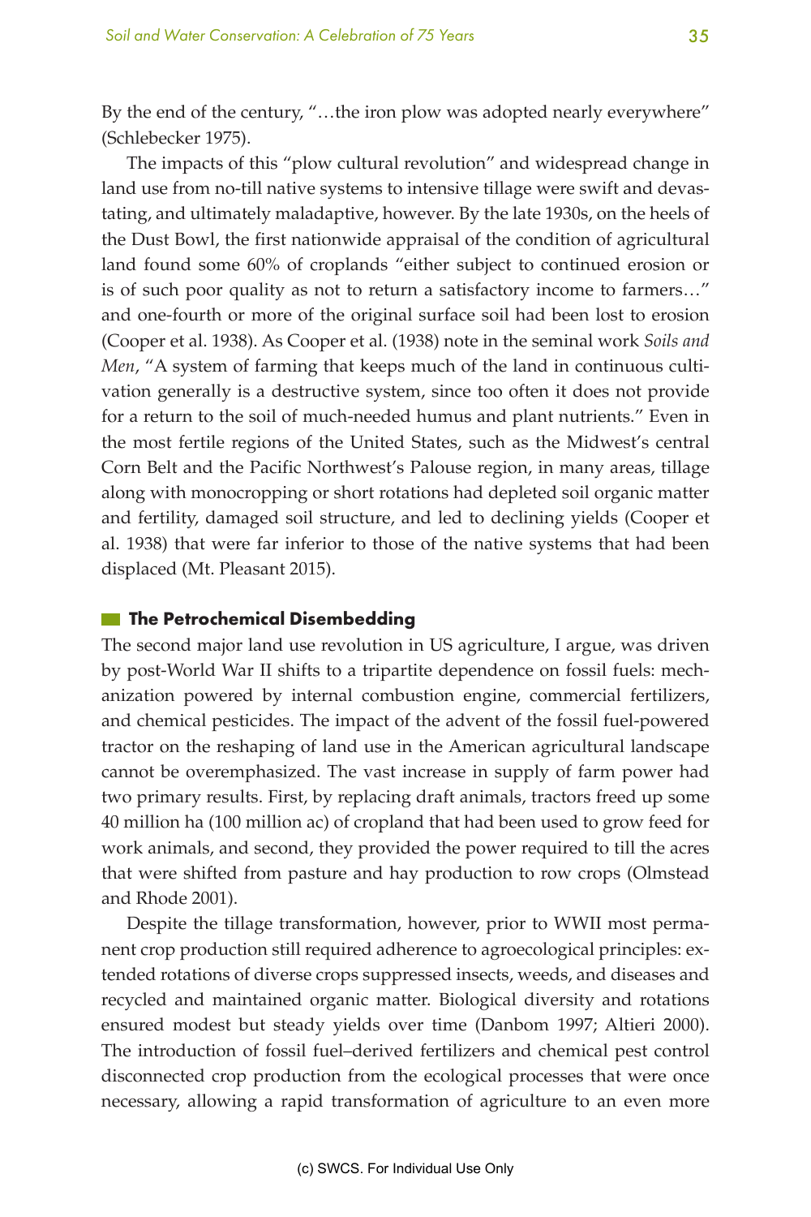By the end of the century, "…the iron plow was adopted nearly everywhere" (Schlebecker 1975).

The impacts of this "plow cultural revolution" and widespread change in land use from no-till native systems to intensive tillage were swift and devastating, and ultimately maladaptive, however. By the late 1930s, on the heels of the Dust Bowl, the first nationwide appraisal of the condition of agricultural land found some 60% of croplands "either subject to continued erosion or is of such poor quality as not to return a satisfactory income to farmers…" and one-fourth or more of the original surface soil had been lost to erosion (Cooper et al. 1938). As Cooper et al. (1938) note in the seminal work *Soils and Men*, "A system of farming that keeps much of the land in continuous cultivation generally is a destructive system, since too often it does not provide for a return to the soil of much-needed humus and plant nutrients." Even in the most fertile regions of the United States, such as the Midwest's central Corn Belt and the Pacific Northwest's Palouse region, in many areas, tillage along with monocropping or short rotations had depleted soil organic matter and fertility, damaged soil structure, and led to declining yields (Cooper et al. 1938) that were far inferior to those of the native systems that had been displaced (Mt. Pleasant 2015).

## The Petrochemical Disembedding

The second major land use revolution in US agriculture, I argue, was driven by post-World War II shifts to a tripartite dependence on fossil fuels: mechanization powered by internal combustion engine, commercial fertilizers, and chemical pesticides. The impact of the advent of the fossil fuel-powered tractor on the reshaping of land use in the American agricultural landscape cannot be overemphasized. The vast increase in supply of farm power had two primary results. First, by replacing draft animals, tractors freed up some 40 million ha (100 million ac) of cropland that had been used to grow feed for work animals, and second, they provided the power required to till the acres that were shifted from pasture and hay production to row crops (Olmstead and Rhode 2001).

Despite the tillage transformation, however, prior to WWII most permanent crop production still required adherence to agroecological principles: extended rotations of diverse crops suppressed insects, weeds, and diseases and recycled and maintained organic matter. Biological diversity and rotations ensured modest but steady yields over time (Danbom 1997; Altieri 2000). The introduction of fossil fuel–derived fertilizers and chemical pest control disconnected crop production from the ecological processes that were once necessary, allowing a rapid transformation of agriculture to an even more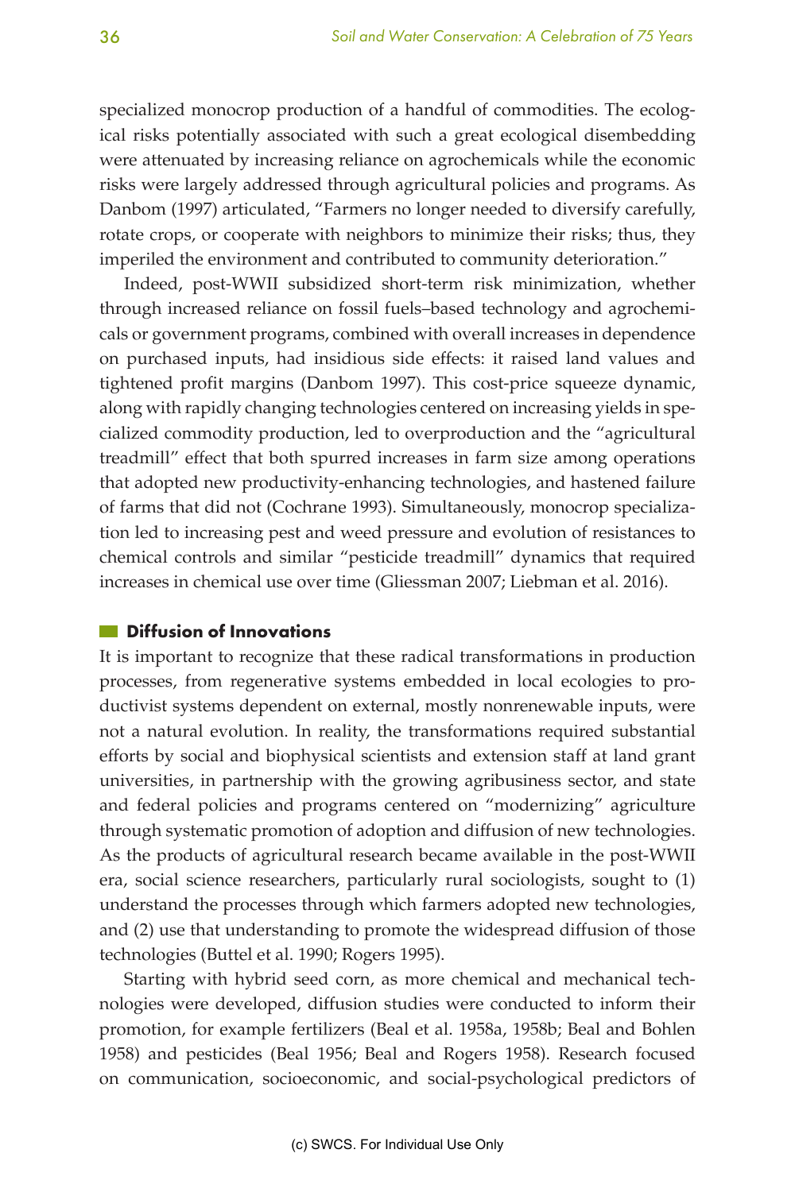specialized monocrop production of a handful of commodities. The ecological risks potentially associated with such a great ecological disembedding were attenuated by increasing reliance on agrochemicals while the economic risks were largely addressed through agricultural policies and programs. As Danbom (1997) articulated, "Farmers no longer needed to diversify carefully, rotate crops, or cooperate with neighbors to minimize their risks; thus, they imperiled the environment and contributed to community deterioration."

Indeed, post-WWII subsidized short-term risk minimization, whether through increased reliance on fossil fuels–based technology and agrochemicals or government programs, combined with overall increases in dependence on purchased inputs, had insidious side effects: it raised land values and tightened profit margins (Danbom 1997). This cost-price squeeze dynamic, along with rapidly changing technologies centered on increasing yields in specialized commodity production, led to overproduction and the "agricultural treadmill" effect that both spurred increases in farm size among operations that adopted new productivity-enhancing technologies, and hastened failure of farms that did not (Cochrane 1993). Simultaneously, monocrop specialization led to increasing pest and weed pressure and evolution of resistances to chemical controls and similar "pesticide treadmill" dynamics that required increases in chemical use over time (Gliessman 2007; Liebman et al. 2016).

## Diffusion of Innovations

It is important to recognize that these radical transformations in production processes, from regenerative systems embedded in local ecologies to productivist systems dependent on external, mostly nonrenewable inputs, were not a natural evolution. In reality, the transformations required substantial efforts by social and biophysical scientists and extension staff at land grant universities, in partnership with the growing agribusiness sector, and state and federal policies and programs centered on "modernizing" agriculture through systematic promotion of adoption and diffusion of new technologies. As the products of agricultural research became available in the post-WWII era, social science researchers, particularly rural sociologists, sought to (1) understand the processes through which farmers adopted new technologies, and (2) use that understanding to promote the widespread diffusion of those technologies (Buttel et al. 1990; Rogers 1995).

Starting with hybrid seed corn, as more chemical and mechanical technologies were developed, diffusion studies were conducted to inform their promotion, for example fertilizers (Beal et al. 1958a, 1958b; Beal and Bohlen 1958) and pesticides (Beal 1956; Beal and Rogers 1958). Research focused on communication, socioeconomic, and social-psychological predictors of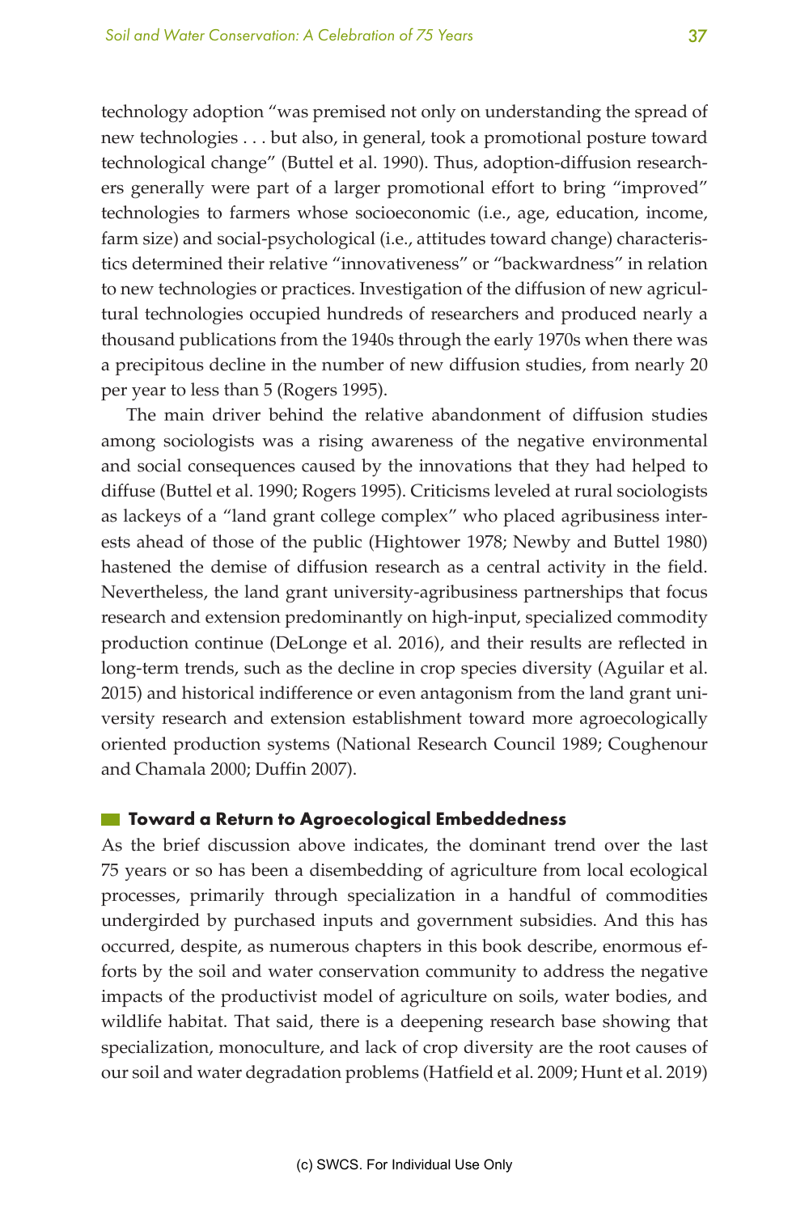technology adoption "was premised not only on understanding the spread of new technologies . . . but also, in general, took a promotional posture toward technological change" (Buttel et al. 1990). Thus, adoption-diffusion researchers generally were part of a larger promotional effort to bring "improved" technologies to farmers whose socioeconomic (i.e., age, education, income, farm size) and social-psychological (i.e., attitudes toward change) characteristics determined their relative "innovativeness" or "backwardness" in relation to new technologies or practices. Investigation of the diffusion of new agricultural technologies occupied hundreds of researchers and produced nearly a thousand publications from the 1940s through the early 1970s when there was a precipitous decline in the number of new diffusion studies, from nearly 20 per year to less than 5 (Rogers 1995).

The main driver behind the relative abandonment of diffusion studies among sociologists was a rising awareness of the negative environmental and social consequences caused by the innovations that they had helped to diffuse (Buttel et al. 1990; Rogers 1995). Criticisms leveled at rural sociologists as lackeys of a "land grant college complex" who placed agribusiness interests ahead of those of the public (Hightower 1978; Newby and Buttel 1980) hastened the demise of diffusion research as a central activity in the field. Nevertheless, the land grant university-agribusiness partnerships that focus research and extension predominantly on high-input, specialized commodity production continue (DeLonge et al. 2016), and their results are reflected in long-term trends, such as the decline in crop species diversity (Aguilar et al. 2015) and historical indifference or even antagonism from the land grant university research and extension establishment toward more agroecologically oriented production systems (National Research Council 1989; Coughenour and Chamala 2000; Duffin 2007).

## Toward a Return to Agroecological Embeddedness

As the brief discussion above indicates, the dominant trend over the last 75 years or so has been a disembedding of agriculture from local ecological processes, primarily through specialization in a handful of commodities undergirded by purchased inputs and government subsidies. And this has occurred, despite, as numerous chapters in this book describe, enormous efforts by the soil and water conservation community to address the negative impacts of the productivist model of agriculture on soils, water bodies, and wildlife habitat. That said, there is a deepening research base showing that specialization, monoculture, and lack of crop diversity are the root causes of our soil and water degradation problems (Hatfield et al. 2009; Hunt et al. 2019)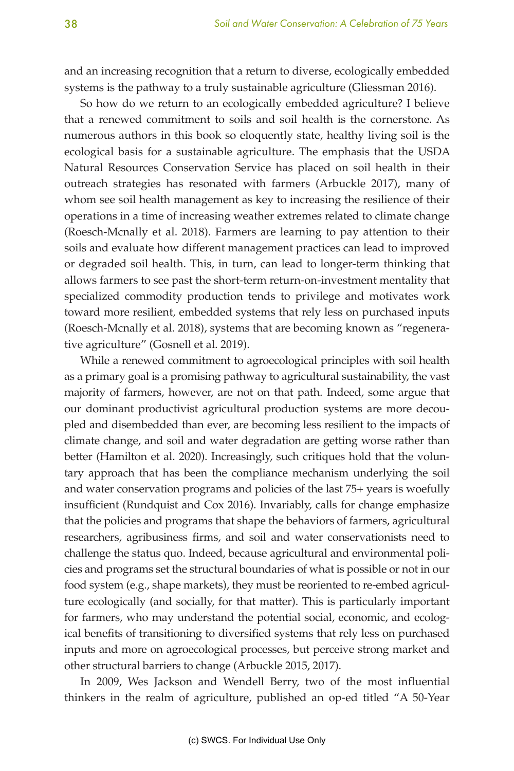and an increasing recognition that a return to diverse, ecologically embedded systems is the pathway to a truly sustainable agriculture (Gliessman 2016).

So how do we return to an ecologically embedded agriculture? I believe that a renewed commitment to soils and soil health is the cornerstone. As numerous authors in this book so eloquently state, healthy living soil is the ecological basis for a sustainable agriculture. The emphasis that the USDA Natural Resources Conservation Service has placed on soil health in their outreach strategies has resonated with farmers (Arbuckle 2017), many of whom see soil health management as key to increasing the resilience of their operations in a time of increasing weather extremes related to climate change (Roesch-Mcnally et al. 2018). Farmers are learning to pay attention to their soils and evaluate how different management practices can lead to improved or degraded soil health. This, in turn, can lead to longer-term thinking that allows farmers to see past the short-term return-on-investment mentality that specialized commodity production tends to privilege and motivates work toward more resilient, embedded systems that rely less on purchased inputs (Roesch-Mcnally et al. 2018), systems that are becoming known as "regenerative agriculture" (Gosnell et al. 2019).

While a renewed commitment to agroecological principles with soil health as a primary goal is a promising pathway to agricultural sustainability, the vast majority of farmers, however, are not on that path. Indeed, some argue that our dominant productivist agricultural production systems are more decoupled and disembedded than ever, are becoming less resilient to the impacts of climate change, and soil and water degradation are getting worse rather than better (Hamilton et al. 2020). Increasingly, such critiques hold that the voluntary approach that has been the compliance mechanism underlying the soil and water conservation programs and policies of the last 75+ years is woefully insufficient (Rundquist and Cox 2016). Invariably, calls for change emphasize that the policies and programs that shape the behaviors of farmers, agricultural researchers, agribusiness firms, and soil and water conservationists need to challenge the status quo. Indeed, because agricultural and environmental policies and programs set the structural boundaries of what is possible or not in our food system (e.g., shape markets), they must be reoriented to re-embed agriculture ecologically (and socially, for that matter). This is particularly important for farmers, who may understand the potential social, economic, and ecological benefits of transitioning to diversified systems that rely less on purchased inputs and more on agroecological processes, but perceive strong market and other structural barriers to change (Arbuckle 2015, 2017).

In 2009, Wes Jackson and Wendell Berry, two of the most influential thinkers in the realm of agriculture, published an op-ed titled "A 50-Year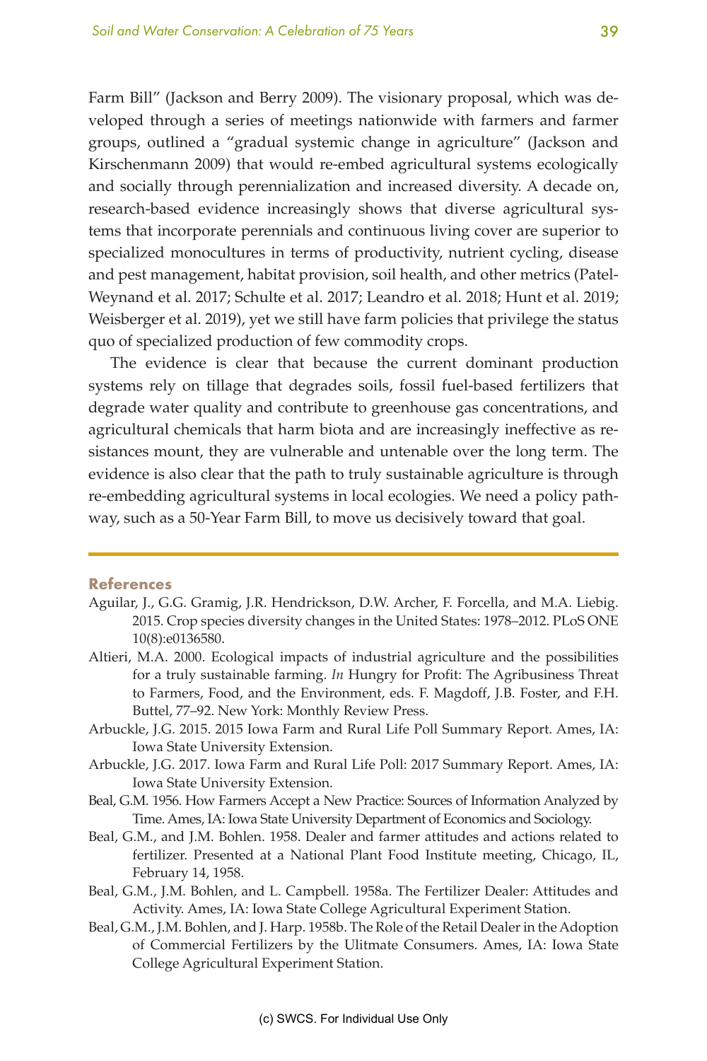Farm Bill" (Jackson and Berry 2009). The visionary proposal, which was developed through a series of meetings nationwide with farmers and farmer groups, outlined a "gradual systemic change in agriculture" (Jackson and Kirschenmann 2009) that would re-embed agricultural systems ecologically and socially through perennialization and increased diversity. A decade on, research-based evidence increasingly shows that diverse agricultural systems that incorporate perennials and continuous living cover are superior to specialized monocultures in terms of productivity, nutrient cycling, disease and pest management, habitat provision, soil health, and other metrics (Patel-Weynand et al. 2017; Schulte et al. 2017; Leandro et al. 2018; Hunt et al. 2019; Weisberger et al. 2019), yet we still have farm policies that privilege the status quo of specialized production of few commodity crops.

The evidence is clear that because the current dominant production systems rely on tillage that degrades soils, fossil fuel-based fertilizers that degrade water quality and contribute to greenhouse gas concentrations, and agricultural chemicals that harm biota and are increasingly ineffective as resistances mount, they are vulnerable and untenable over the long term. The evidence is also clear that the path to truly sustainable agriculture is through re-embedding agricultural systems in local ecologies. We need a policy pathway, such as a 50-Year Farm Bill, to move us decisively toward that goal.

## References

Aguilar, J., G.G. Gramig, J.R. Hendrickson, D.W. Archer, F. Forcella, and M.A. Liebig. 2015. Crop species diversity changes in the United States: 1978–2012. PLoS ONE 10(8):e0136580.

Altieri, M.A. 2000. Ecological impacts of industrial agriculture and the possibilities for a truly sustainable farming. *In* Hungry for Profit: The Agribusiness Threat to Farmers, Food, and the Environment, eds. F. Magdoff, J.B. Foster, and F.H. Buttel, 77–92. New York: Monthly Review Press.

Arbuckle, J.G. 2015. 2015 Iowa Farm and Rural Life Poll Summary Report. Ames, IA: Iowa State University Extension.

Arbuckle, J.G. 2017. Iowa Farm and Rural Life Poll: 2017 Summary Report. Ames, IA: Iowa State University Extension.

Beal, G.M. 1956. How Farmers Accept a New Practice: Sources of Information Analyzed by Time. Ames, IA: Iowa State University Department of Economics and Sociology.

Beal, G.M., and J.M. Bohlen. 1958. Dealer and farmer attitudes and actions related to fertilizer. Presented at a National Plant Food Institute meeting, Chicago, IL, February 14, 1958.

Beal, G.M., J.M. Bohlen, and L. Campbell. 1958a. The Fertilizer Dealer: Attitudes and Activity. Ames, IA: Iowa State College Agricultural Experiment Station.

Beal, G.M., J.M. Bohlen, and J. Harp. 1958b. The Role of the Retail Dealer in the Adoption of Commercial Fertilizers by the Ulitmate Consumers. Ames, IA: Iowa State College Agricultural Experiment Station.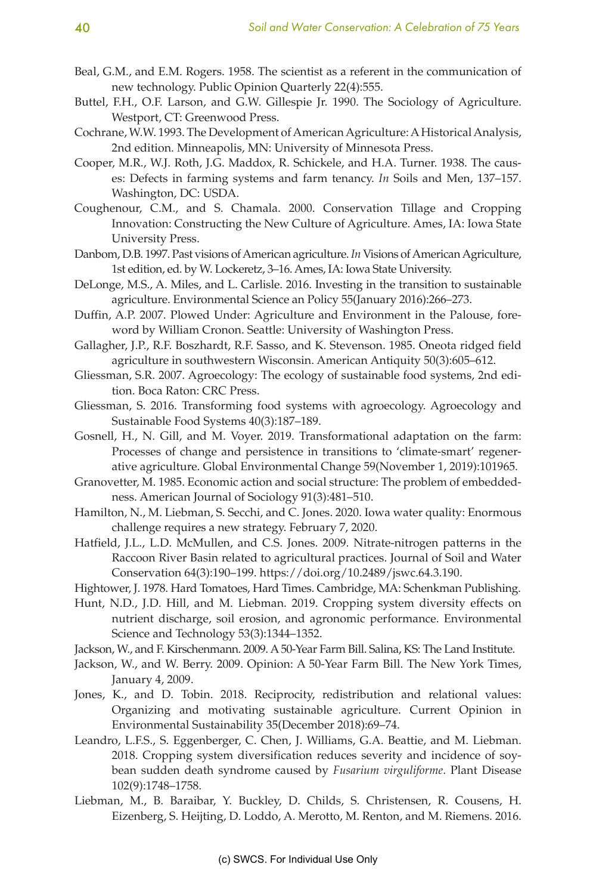Beal, G.M., and E.M. Rogers. 1958. The scientist as a referent in the communication of new technology. Public Opinion Quarterly 22(4):555.

Buttel, F.H., O.F. Larson, and G.W. Gillespie Jr. 1990. The Sociology of Agriculture. Westport, CT: Greenwood Press.

Cochrane, W.W. 1993. The Development of American Agriculture: A Historical Analysis, 2nd edition. Minneapolis, MN: University of Minnesota Press.

Cooper, M.R., W.J. Roth, J.G. Maddox, R. Schickele, and H.A. Turner. 1938. The causes: Defects in farming systems and farm tenancy. *In* Soils and Men, 137–157. Washington, DC: USDA.

Coughenour, C.M., and S. Chamala. 2000. Conservation Tillage and Cropping Innovation: Constructing the New Culture of Agriculture. Ames, IA: Iowa State University Press.

Danbom, D.B. 1997. Past visions of American agriculture. *In* Visions of American Agriculture, 1st edition, ed. by W. Lockeretz, 3–16. Ames, IA: Iowa State University.

DeLonge, M.S., A. Miles, and L. Carlisle. 2016. Investing in the transition to sustainable agriculture. Environmental Science an Policy 55(January 2016):266–273.

Duffin, A.P. 2007. Plowed Under: Agriculture and Environment in the Palouse, foreword by William Cronon. Seattle: University of Washington Press.

Gallagher, J.P., R.F. Boszhardt, R.F. Sasso, and K. Stevenson. 1985. Oneota ridged field agriculture in southwestern Wisconsin. American Antiquity 50(3):605–612.

Gliessman, S.R. 2007. Agroecology: The ecology of sustainable food systems, 2nd edition. Boca Raton: CRC Press.

Gliessman, S. 2016. Transforming food systems with agroecology. Agroecology and Sustainable Food Systems 40(3):187–189.

Gosnell, H., N. Gill, and M. Voyer. 2019. Transformational adaptation on the farm: Processes of change and persistence in transitions to 'climate-smart' regenerative agriculture. Global Environmental Change 59(November 1, 2019):101965.

Granovetter, M. 1985. Economic action and social structure: The problem of embeddedness. American Journal of Sociology 91(3):481–510.

Hamilton, N., M. Liebman, S. Secchi, and C. Jones. 2020. Iowa water quality: Enormous challenge requires a new strategy. February 7, 2020.

Hatfield, J.L., L.D. McMullen, and C.S. Jones. 2009. Nitrate-nitrogen patterns in the Raccoon River Basin related to agricultural practices. Journal of Soil and Water Conservation 64(3):190–199. https://doi.org/10.2489/jswc.64.3.190.

Hightower, J. 1978. Hard Tomatoes, Hard Times. Cambridge, MA: Schenkman Publishing.

Hunt, N.D., J.D. Hill, and M. Liebman. 2019. Cropping system diversity effects on nutrient discharge, soil erosion, and agronomic performance. Environmental Science and Technology 53(3):1344–1352.

Jackson, W., and F. Kirschenmann. 2009. A 50-Year Farm Bill. Salina, KS: The Land Institute.

Jackson, W., and W. Berry. 2009. Opinion: A 50-Year Farm Bill. The New York Times, January 4, 2009.

Jones, K., and D. Tobin. 2018. Reciprocity, redistribution and relational values: Organizing and motivating sustainable agriculture. Current Opinion in Environmental Sustainability 35(December 2018):69–74.

Leandro, L.F.S., S. Eggenberger, C. Chen, J. Williams, G.A. Beattie, and M. Liebman. 2018. Cropping system diversification reduces severity and incidence of soybean sudden death syndrome caused by *Fusarium virguliforme*. Plant Disease 102(9):1748–1758.

Liebman, M., B. Baraibar, Y. Buckley, D. Childs, S. Christensen, R. Cousens, H. Eizenberg, S. Heijting, D. Loddo, A. Merotto, M. Renton, and M. Riemens. 2016.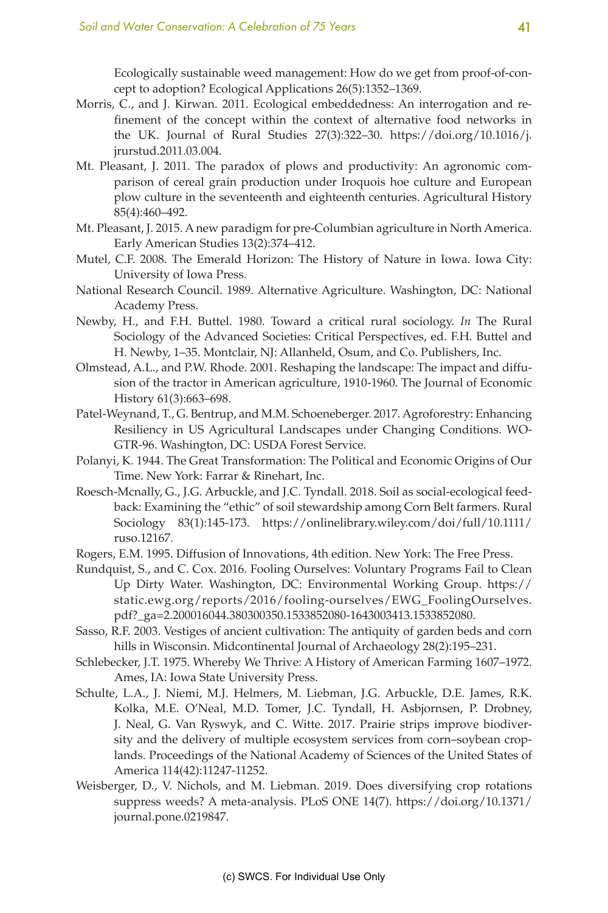Ecologically sustainable weed management: How do we get from proof-of-concept to adoption? Ecological Applications 26(5):1352–1369.

Morris, C., and J. Kirwan. 2011. Ecological embeddedness: An interrogation and refinement of the concept within the context of alternative food networks in the UK. Journal of Rural Studies 27(3):322–30. https://doi.org/10.1016/j.jrurstud.2011.03.004.

Mt. Pleasant, J. 2011. The paradox of plows and productivity: An agronomic comparison of cereal grain production under Iroquois hoe culture and European plow culture in the seventeenth and eighteenth centuries. Agricultural History 85(4):460–492.

Mt. Pleasant, J. 2015. A new paradigm for pre-Columbian agriculture in North America. Early American Studies 13(2):374–412.

Mutel, C.F. 2008. The Emerald Horizon: The History of Nature in Iowa. Iowa City: University of Iowa Press.

National Research Council. 1989. Alternative Agriculture. Washington, DC: National Academy Press.

Newby, H., and F.H. Buttel. 1980. Toward a critical rural sociology. *In* The Rural Sociology of the Advanced Societies: Critical Perspectives, ed. F.H. Buttel and H. Newby, 1–35. Montclair, NJ: Allanheld, Osum, and Co. Publishers, Inc.

Olmstead, A.L., and P.W. Rhode. 2001. Reshaping the landscape: The impact and diffusion of the tractor in American agriculture, 1910-1960. The Journal of Economic History 61(3):663–698.

Patel-Weynand, T., G. Bentrup, and M.M. Schoeneberger. 2017. Agroforestry: Enhancing Resiliency in US Agricultural Landscapes under Changing Conditions. WO-GTR-96. Washington, DC: USDA Forest Service.

Polanyi, K. 1944. The Great Transformation: The Political and Economic Origins of Our Time. New York: Farrar & Rinehart, Inc.

Roesch-Mcnally, G., J.G. Arbuckle, and J.C. Tyndall. 2018. Soil as social-ecological feedback: Examining the "ethic" of soil stewardship among Corn Belt farmers. Rural Sociology 83(1):145-173. https://onlinelibrary.wiley.com/doi/full/10.1111/ruso.12167.

Rogers, E.M. 1995. Diffusion of Innovations, 4th edition. New York: The Free Press.

Rundquist, S., and C. Cox. 2016. Fooling Ourselves: Voluntary Programs Fail to Clean Up Dirty Water. Washington, DC: Environmental Working Group. https://static.ewg.org/reports/2016/fooling-ourselves/EWG_FoolingOurselves.pdf?_ga=2.200016044.380300350.1533852080-1643003413.1533852080.

Sasso, R.F. 2003. Vestiges of ancient cultivation: The antiquity of garden beds and corn hills in Wisconsin. Midcontinental Journal of Archaeology 28(2):195–231.

Schlebecker, J.T. 1975. Whereby We Thrive: A History of American Farming 1607–1972. Ames, IA: Iowa State University Press.

Schulte, L.A., J. Niemi, M.J. Helmers, M. Liebman, J.G. Arbuckle, D.E. James, R.K. Kolka, M.E. O'Neal, M.D. Tomer, J.C. Tyndall, H. Asbjornsen, P. Drobney, J. Neal, G. Van Ryswyk, and C. Witte. 2017. Prairie strips improve biodiversity and the delivery of multiple ecosystem services from corn–soybean croplands. Proceedings of the National Academy of Sciences of the United States of America 114(42):11247-11252.

Weisberger, D., V. Nichols, and M. Liebman. 2019. Does diversifying crop rotations suppress weeds? A meta-analysis. PLoS ONE 14(7). https://doi.org/10.1371/journal.pone.0219847.